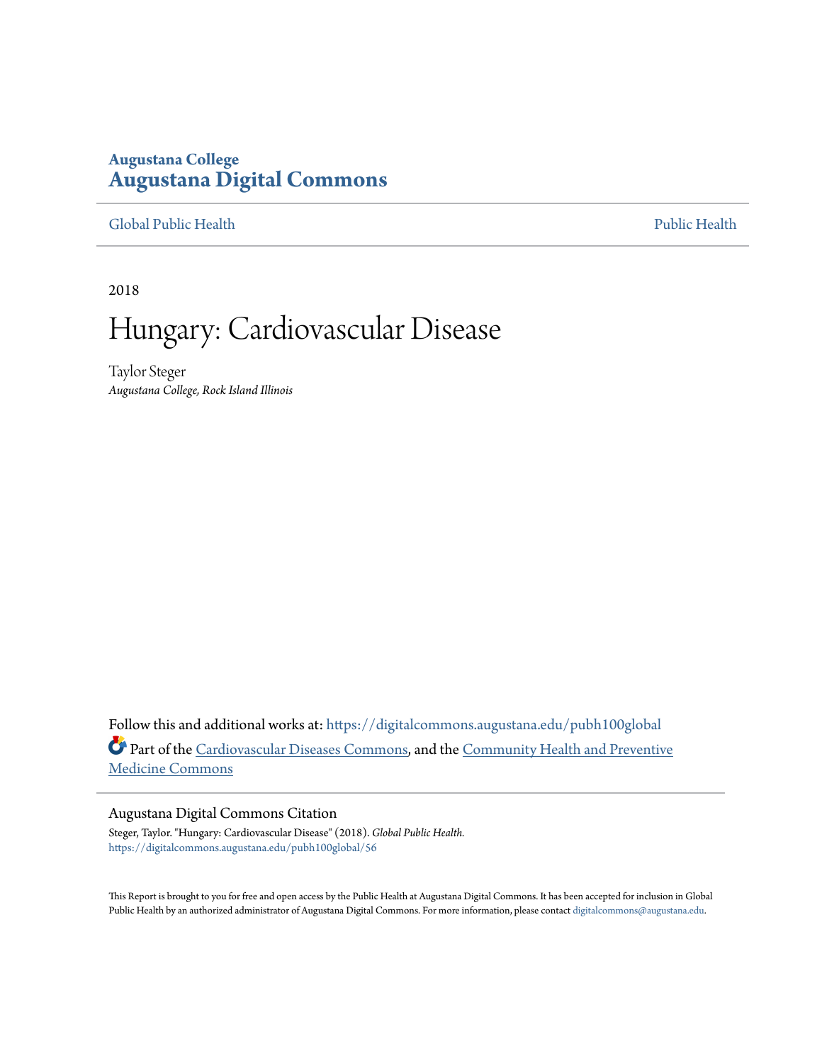Augustana College
**Augustana Digital Commons**

Global Public Health | Public Health

2018

# Hungary: Cardiovascular Disease

Taylor Steger
*Augustana College, Rock Island Illinois*

Follow this and additional works at: https://digitalcommons.augustana.edu/pubh100global

Part of the Cardiovascular Diseases Commons, and the Community Health and Preventive Medicine Commons

## Augustana Digital Commons Citation

Steger, Taylor. "Hungary: Cardiovascular Disease" (2018). *Global Public Health.*
https://digitalcommons.augustana.edu/pubh100global/56

This Report is brought to you for free and open access by the Public Health at Augustana Digital Commons. It has been accepted for inclusion in Global Public Health by an authorized administrator of Augustana Digital Commons. For more information, please contact digitalcommons@augustana.edu.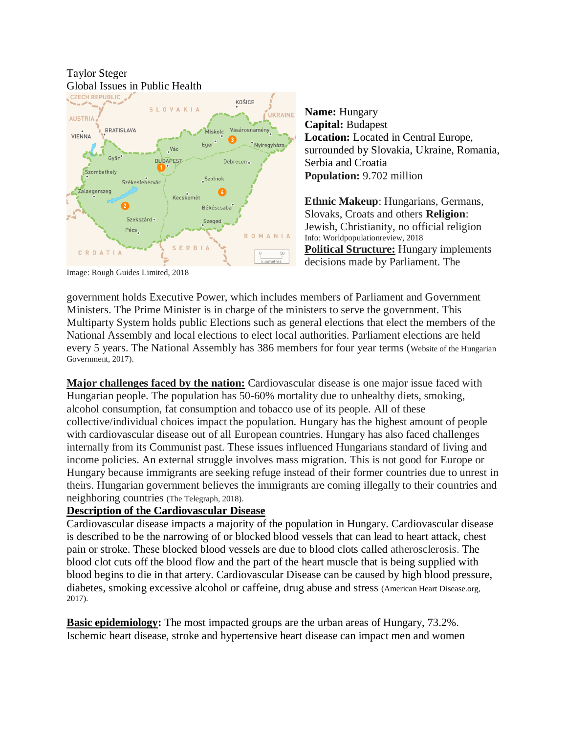Taylor Steger
Global Issues in Public Health

Image: Rough Guides Limited, 2018

**Name:** Hungary
**Capital:** Budapest
**Location:** Located in Central Europe, surrounded by Slovakia, Ukraine, Romania, Serbia and Croatia
**Population:** 9.702 million

**Ethnic Makeup**: Hungarians, Germans, Slovaks, Croats and others **Religion**: Jewish, Christianity, no official religion
Info: Worldpopulationreview, 2018

**Political Structure:** Hungary implements decisions made by Parliament. The government holds Executive Power, which includes members of Parliament and Government Ministers. The Prime Minister is in charge of the ministers to serve the government. This Multiparty System holds public Elections such as general elections that elect the members of the National Assembly and local elections to elect local authorities. Parliament elections are held every 5 years. The National Assembly has 386 members for four year terms (Website of the Hungarian Government, 2017).

**Major challenges faced by the nation:** Cardiovascular disease is one major issue faced with Hungarian people. The population has 50-60% mortality due to unhealthy diets, smoking, alcohol consumption, fat consumption and tobacco use of its people. All of these collective/individual choices impact the population. Hungary has the highest amount of people with cardiovascular disease out of all European countries. Hungary has also faced challenges internally from its Communist past. These issues influenced Hungarians standard of living and income policies. An external struggle involves mass migration. This is not good for Europe or Hungary because immigrants are seeking refuge instead of their former countries due to unrest in theirs. Hungarian government believes the immigrants are coming illegally to their countries and neighboring countries (The Telegraph, 2018).

**Description of the Cardiovascular Disease**

Cardiovascular disease impacts a majority of the population in Hungary. Cardiovascular disease is described to be the narrowing of or blocked blood vessels that can lead to heart attack, chest pain or stroke. These blocked blood vessels are due to blood clots called atherosclerosis. The blood clot cuts off the blood flow and the part of the heart muscle that is being supplied with blood begins to die in that artery. Cardiovascular Disease can be caused by high blood pressure, diabetes, smoking excessive alcohol or caffeine, drug abuse and stress (American Heart Disease.org, 2017).

**Basic epidemiology:** The most impacted groups are the urban areas of Hungary, 73.2%. Ischemic heart disease, stroke and hypertensive heart disease can impact men and women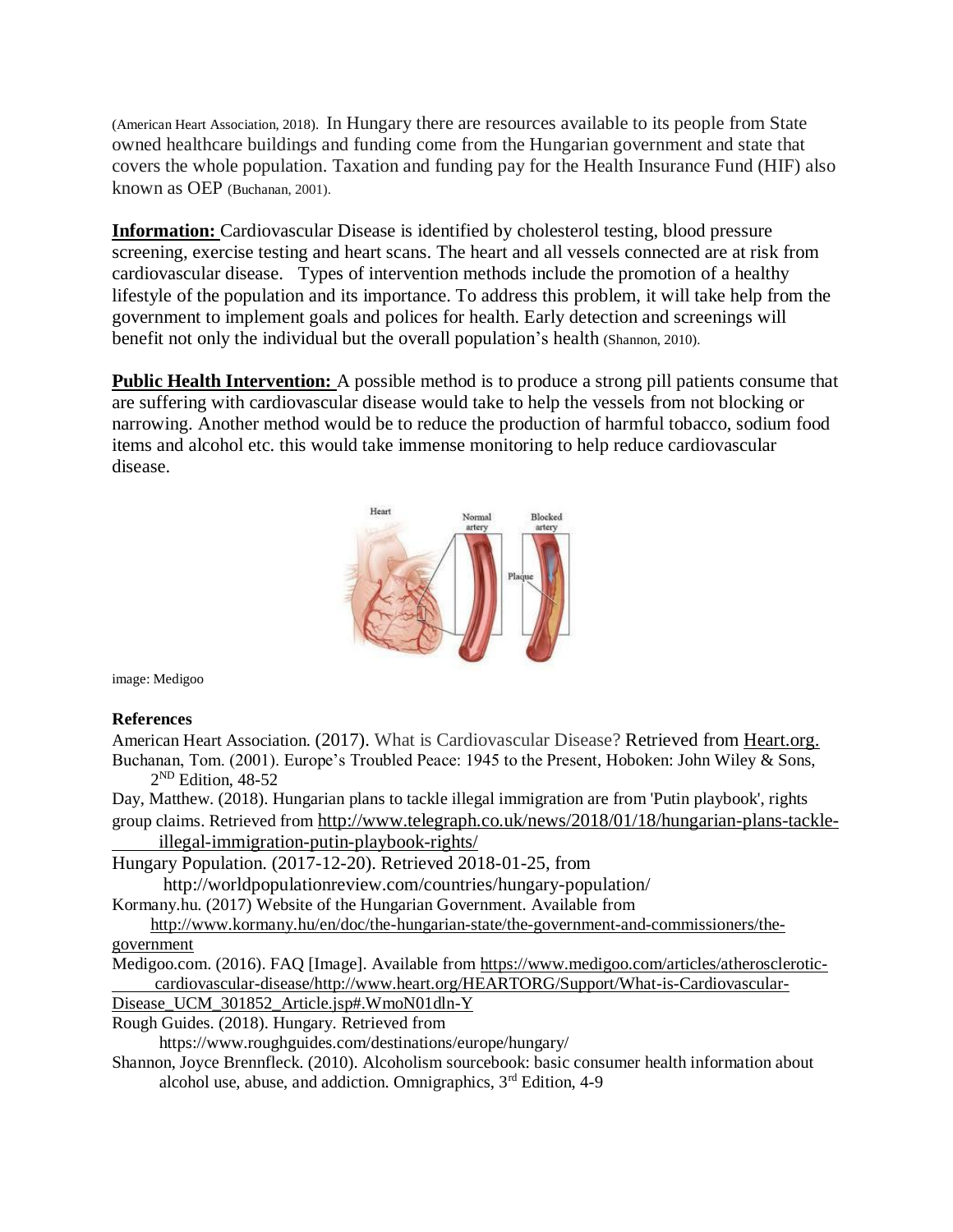(American Heart Association, 2018). In Hungary there are resources available to its people from State owned healthcare buildings and funding come from the Hungarian government and state that covers the whole population. Taxation and funding pay for the Health Insurance Fund (HIF) also known as OEP (Buchanan, 2001).

**Information:** Cardiovascular Disease is identified by cholesterol testing, blood pressure screening, exercise testing and heart scans. The heart and all vessels connected are at risk from cardiovascular disease. Types of intervention methods include the promotion of a healthy lifestyle of the population and its importance. To address this problem, it will take help from the government to implement goals and polices for health. Early detection and screenings will benefit not only the individual but the overall population's health (Shannon, 2010).

**Public Health Intervention:** A possible method is to produce a strong pill patients consume that are suffering with cardiovascular disease would take to help the vessels from not blocking or narrowing. Another method would be to reduce the production of harmful tobacco, sodium food items and alcohol etc. this would take immense monitoring to help reduce cardiovascular disease.

Heart
Normal artery
Blocked artery
Plaque

image: Medigoo

**References**

American Heart Association. (2017). What is Cardiovascular Disease? Retrieved from Heart.org.

Buchanan, Tom. (2001). Europe's Troubled Peace: 1945 to the Present, Hoboken: John Wiley & Sons, 2ND Edition, 48-52

Day, Matthew. (2018). Hungarian plans to tackle illegal immigration are from 'Putin playbook', rights group claims. Retrieved from http://www.telegraph.co.uk/news/2018/01/18/hungarian-plans-tackle-illegal-immigration-putin-playbook-rights/

Hungary Population. (2017-12-20). Retrieved 2018-01-25, from http://worldpopulationreview.com/countries/hungary-population/

Kormany.hu. (2017) Website of the Hungarian Government. Available from http://www.kormany.hu/en/doc/the-hungarian-state/the-government-and-commissioners/the-government

Medigoo.com. (2016). FAQ [Image]. Available from https://www.medigoo.com/articles/atherosclerotic-cardiovascular-disease/http://www.heart.org/HEARTORG/Support/What-is-Cardiovascular-Disease_UCM_301852_Article.jsp#.WmoN01dln-Y

Rough Guides. (2018). Hungary. Retrieved from https://www.roughguides.com/destinations/europe/hungary/

Shannon, Joyce Brennfleck. (2010). Alcoholism sourcebook: basic consumer health information about alcohol use, abuse, and addiction. Omnigraphics, 3rd Edition, 4-9